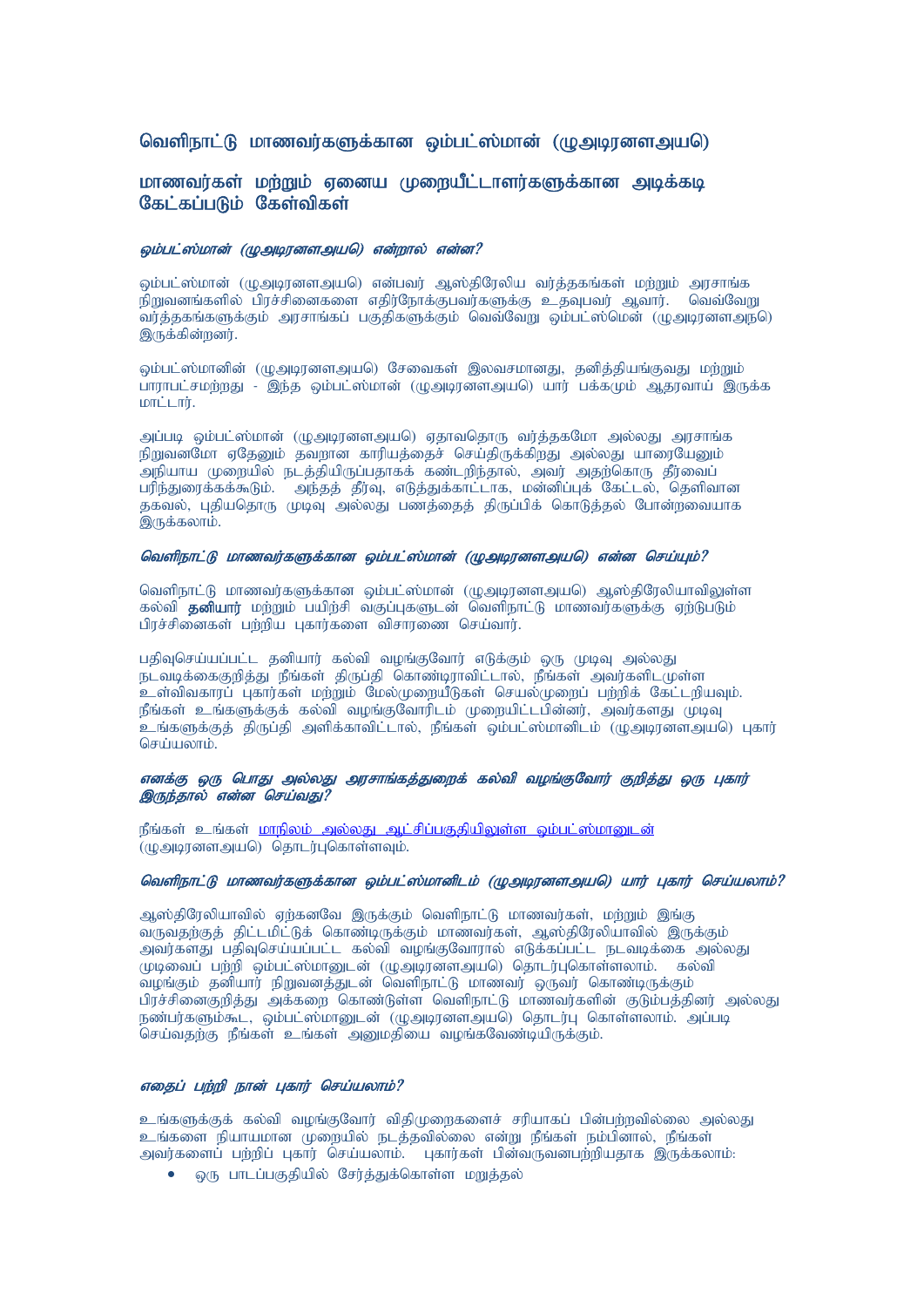# வெளிநாட்டு மாணவர்களுக்கான ஓம்பட்ஸ்மான் (ழுஅடிரனளஅயெ)

## மாணவர்கள் மற்றும் ஏனைய முறையீட்டாளர்களுக்கான அடிக்கடி கேட்கப்படும் கேள்விகள்

### *ஓம்பட்ஸ்மான் (ழுஅடிரனளஅயெ) என்றால் என்ன?*

ஓம்பட்ஸ்மான் (ழுஅடிரனளஅயெ) என்பவர் ஆஸ்திரேலிய வர்த்தகங்கள் மற்றும் அரசாங்க நிறுவனங்களில் பிரச்சினைகளை எதிர்நோக்குபவர்களுக்கு உதவுபவர் ஆவார். வெவ்வேறு வர்த்தகங்களுக்கும் அரசாங்கப் பகுதிகளுக்கும் வெவ்வேறு ஓம்பட்ஸ்மென் (ழுஅடிரனளஅநெ) இருக்கின்றனர்.

ஓம்பட்ஸ்மானின் (ழுஅடிரனளஅயெ) சேவைகள் இலவசமானது, தனித்தியங்குவது மற்றும் பாராபட்சமற்றது - இந்த ஓம்பட்ஸ்மான் (ழுஅடிரனளஅயெ) யார் பக்கமும் ஆதரவாய் இருக்க மாட்டார்.

அப்படி ஓம்பட்ஸ்மான் (ழுஅடிரனளஅயெ) ஏதாவதொரு வர்த்தகமோ அல்லது அரசாங்க நிறுவனமோ ஏதேனும் தவறான காரியத்தைச் செய்திருக்கிறது அல்லது யாரையேனும் அநியாய முறையில் நடத்தியிருப்பதாகக் கண்டறிந்தால், அவர் அதற்கொரு தீர்வைப் பரிந்துரைக்கக்கூடும். அந்தத் தீர்வு, எடுத்துக்காட்டாக, மன்னிப்புக் கேட்டல், தெளிவான தகவல், புதியதொரு முடிவு அல்லது பணத்தைத் திருப்பிக் கொடுத்தல் போன்றவையாக இருக்கலாம்.

### *வெளிநாட்டு மாணவர்களுக்கான ஓம்பட்ஸ்மான் (ழுஅடிரனளஅயெ) என்ன செய்யும்?*

வெளிநாட்டு மாணவர்களுக்கான ஓம்பட்ஸ்மான் (ழுஅடிரனளஅயெ) ஆஸ்திரேலியாவிலுள்ள கல்வி **தனியார்** மற்றும் பயிற்சி வகுப்புகளுடன் வெளிநாட்டு மாணவர்களுக்கு ஏற்படும் பிரச்சினைகள் பற்றிய புகார்களை விசாரணை செய்வார்.

பதிவுசெய்யப்பட்ட தனியார் கல்வி வழங்குவோர் எடுக்கும் ஒரு முடிவு அல்லது நடவடிக்கைகுறித்து நீங்கள் திருப்தி கொண்டிராவிட்டால், நீங்கள் அவர்களிடமுள்ள உள்விவகாரப் புகார்கள் மற்றும் மேல்முறையீடுகள் செயல்முறைப் பற்றிக் கேட்டறியவும். நீங்கள் உங்களுக்குக் கல்வி வழங்குவோரிடம் முறையிட்டபின்னர், அவர்களது முடிவு உங்களுக்குத் திருப்தி அளிக்காவிட்டால், நீங்கள் ஓம்பட்ஸ்மானிடம் (ழுஅடிரனளஅயெ) புகார் செய்யலாம்.

### *எனக்கு ஒரு பொது அல்லது அரசாங்கத்துறைக் கல்வி வழங்குவோர் குறித்து ஒரு புகார் இருந்தால் என்ன செய்வது?*

நீங்கள் உங்கள் மாநிலம் அல்லது ஆட்சிப்பகுதியிலுள்ள ஓம்பட்ஸ்மானுடன் (ழுஅடிரனளஅயெ) தொடர்புகொள்ளவும்.

### *வெளிநாட்டு மாணவர்களுக்கான ஓம்பட்ஸ்மானிடம் (ழுஅடிரனளஅயெ) யார் புகார் செய்யலாம்?*

ஆஸ்திரேலியாவில் ஏற்கனவே இருக்கும் வெளிநாட்டு மாணவர்கள், மற்றும் இங்கு வருவதற்குத் திட்டமிட்டுக் கொண்டிருக்கும் மாணவர்கள், ஆஸ்திரேலியாவில் இருக்கும் அவர்களது பதிவுசெய்யப்பட்ட கல்வி வழங்குவோரால் எடுக்கப்பட்ட நடவடிக்கை அல்லது முடிவைப் பற்றி ஓம்பட்ஸ்மானுடன் (ழுஅடிரனளஅயெ) தொடர்புகொள்ளலாம். கல்வி வழங்கும் தனியார் நிறுவனத்துடன் வெளிநாட்டு மாணவர் ஒருவர் கொண்டிருக்கும் பிரச்சினைகுறித்து அக்கறை கொண்டுள்ள வெளிநாட்டு மாணவர்களின் குடும்பத்தினர் அல்லது நண்பர்களும்கூட, ஓம்பட்ஸ்மானுடன் (ழுஅடிரனளஅயெ) தொடர்பு கொள்ளலாம். அப்படி செய்வதற்கு நீங்கள் உங்கள் அனுமதியை வழங்கவேண்டியிருக்கும்.

### *எதைப் பற்றி நான் புகார் செய்யலாம்?*

உங்களுக்குக் கல்வி வழங்குவோர் விதிமுறைகளைச் சரியாகப் பின்பற்றவில்லை அல்லது உங்களை நியாயமான முறையில் நடத்தவில்லை என்று நீங்கள் நம்பினால், நீங்கள் அவர்களைப் பற்றிப் புகார் செய்யலாம். புகார்கள் பின்வருவனபற்றியதாக இருக்கலாம்:

- ஒரு பாடப்பகுதியில் சேர்த்துக்கொள்ள மறுத்தல்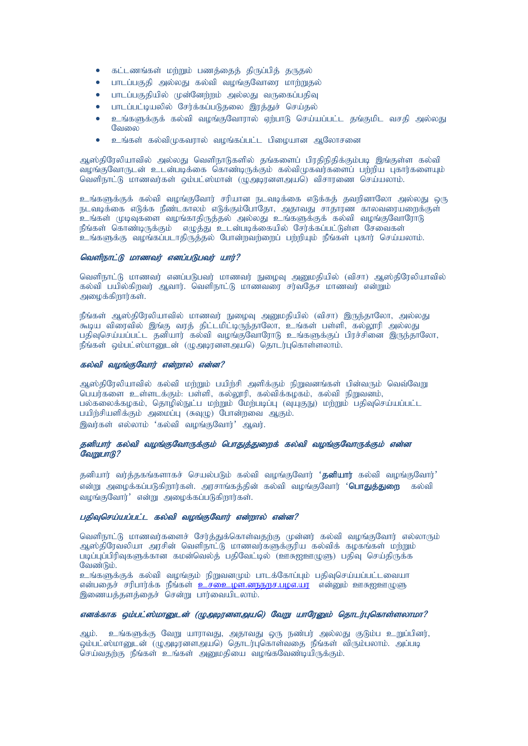- கட்டணங்கள் மற்றும் பணத்தைத் திருப்பித் தருதல்
- பாடப்பகுதி அல்லது கல்வி வழங்குவோரை மாற்றுதல்
- பாடப்பகுதியில் முன்னேற்றம் அல்லது வருகைப்பதிவு
- பாடப்பட்டியலில் சேர்க்கப்படுதலை இரத்துச் செய்தல்
- உங்களுக்குக் கல்வி வழங்குவோரால் ஏற்பாடு செய்யப்பட்ட தங்குமிட வசதி அல்லது வேலை
- உங்கள் கல்விமுகவரால் வழங்கப்பட்ட பிழையான ஆலோசனை

ஆஸ்திரேலியாவில் அல்லது வெளிநாடுகளில் தங்களைப் பிரதிநிதிக்கும்படி இங்குள்ள கல்வி வழங்குவோருடன் உடன்படிக்கை கொண்டிருக்கும் கல்விமுகவர்களைப் பற்றிய புகார்களையும் வெளிநாட்டு மாணவர்கள் ஓம்பட்ஸ்மான் (ழுஅடிரனளஅயவ) விசாரணை செய்யலாம்.

உங்களுக்குக் கல்வி வழங்குவோர் சரியான நடவடிக்கை எடுக்கத் தவறினாலோ அல்லது ஒரு நடவடிக்கை எடுக்க நீண்டகாலம் எடுக்கும்போதோ, அதாவது சாதாரண காலவரையறைக்குள் உங்கள் முடிவுகளை வழங்காதிருத்தல் அல்லது உங்களுக்குக் கல்வி வழங்குவோரோடு நீங்கள் கொண்டிருக்கும் எழுத்து உடன்படிக்கையில் சேர்க்கப்பட்டுள்ள சேவைகள் உங்களுக்கு வழங்கப்படாதிருத்தல் போன்றவற்றைப் பற்றியும் நீங்கள் புகார் செய்யலாம்.

### *வெளிநாட்டு மாணவர் எனப்படுபவர் யார்?*

வெளிநாட்டு மாணவர் எனப்படுபவர் மாணவர் நுழைவு அனுமதியில் (விசா) ஆஸ்திரேலியாவில் கல்வி பயில்கிறவர் ஆவார். வெளிநாட்டு மாணவரை சர்வதேச மாணவர் என்றும் அழைக்கிறார்கள்.

நீங்கள் ஆஸ்திரேலியாவில் மாணவர் நுழைவு அனுமதியில் (விசா) இருந்தாலோ, அல்லது கூடிய விரைவில் இங்கு வரத் திட்டமிட்டிருந்தாலோ, உங்கள் பள்ளி, கல்லூரி அல்லது பதிவுசெய்யப்பட்ட தனியார் கல்வி வழங்குவோரோடு உங்களுக்குப் பிரச்சினை இருந்தாலோ, நீங்கள் ஓம்பட்ஸ்மானுடன் (ழுஅடிரனளஅயவ) தொடர்புகொள்ளலாம்.

### *கல்வி வழங்குவோர் என்றால் என்ன?*

ஆஸ்திரேலியாவில் கல்வி மற்றும் பயிற்சி அளிக்கும் நிறுவனங்கள் பின்வரும் வெவ்வேறு பெயர்களை உள்ளடக்கும்: பள்ளி, கல்லூரி, கல்விக்கழகம், கல்வி நிறுவனம், பல்கலைக்கழகம், தொழில்நுட்ப மற்றும் மேற்படிப்பு (வுயுகுநு) மற்றும் பதிவுசெய்யப்பட்ட பயிற்சியளிக்கும் அமைப்பு (சுவுழு) போன்றவை ஆகும்.
இவர்கள் எல்லாம் 'கல்வி வழங்குவோர்' ஆவர்.

### *தனியார் கல்வி வழங்குவோருக்கும் பொதுத்துறைக் கல்வி வழங்குவோருக்கும் என்ன வேறுபாடு?*

தனியார் வர்த்தகங்களாகச் செயல்படும் கல்வி வழங்குவோர் '**தனியார்** கல்வி வழங்குவோர்' என்று அழைக்கப்படுகிறார்கள். அரசாங்கத்தின் கல்வி வழங்குவோர் '**பொதுத்துறை** கல்வி வழங்குவோர்' என்று அழைக்கப்படுகிறார்கள்.

### *பதிவுசெய்யப்பட்ட கல்வி வழங்குவோர் என்றால் என்ன?*

வெளிநாட்டு மாணவர்களைச் சேர்த்துக்கொள்வதற்கு முன்னர் கல்வி வழங்குவோர் எல்லாரும் ஆஸ்திரேவலியா அரசின் வெளிநாட்டு மாணவர்களுக்குரிய கல்விக் கழகங்கள் மற்றும் படிப்புப்பிரிவுகளுக்கான கமன்வெல்த் பதிவேட்டில் (ஊசுஐஊழுளு) பதிவு செய்திருக்க வேண்டும்.
உங்களுக்குக் கல்வி வழங்கும் நிறுவனமும் பாடக்கோப்பும் பதிவுசெய்யப்பட்டவையா என்பதைச் சரிபார்க்க நீங்கள் உசைஉழள.னநநறச.பழஎ.யர என்னும் ஊசுஐஊழுளு இணையத்தளத்தைச் சென்று பார்வையிடலாம்.

### *எனக்காக ஓம்பட்ஸ்மானுடன் (ழுஅடிரனளஅயவ) வேறு யாரேனும் தொடர்புகொள்ளலாமா?*

ஆம். உங்களுக்கு வேறு யாராவது, அதாவது ஒரு நண்பர் அல்லது குடும்ப உறுப்பினர், ஓம்பட்ஸ்மானுடன் (ழுஅடிரனளஅயவ) தொடர்புகொள்வதை நீங்கள் விரும்பலாம். அப்படி செய்வதற்கு நீங்கள் உங்கள் அனுமதியை வழங்கவேண்டியிருக்கும்.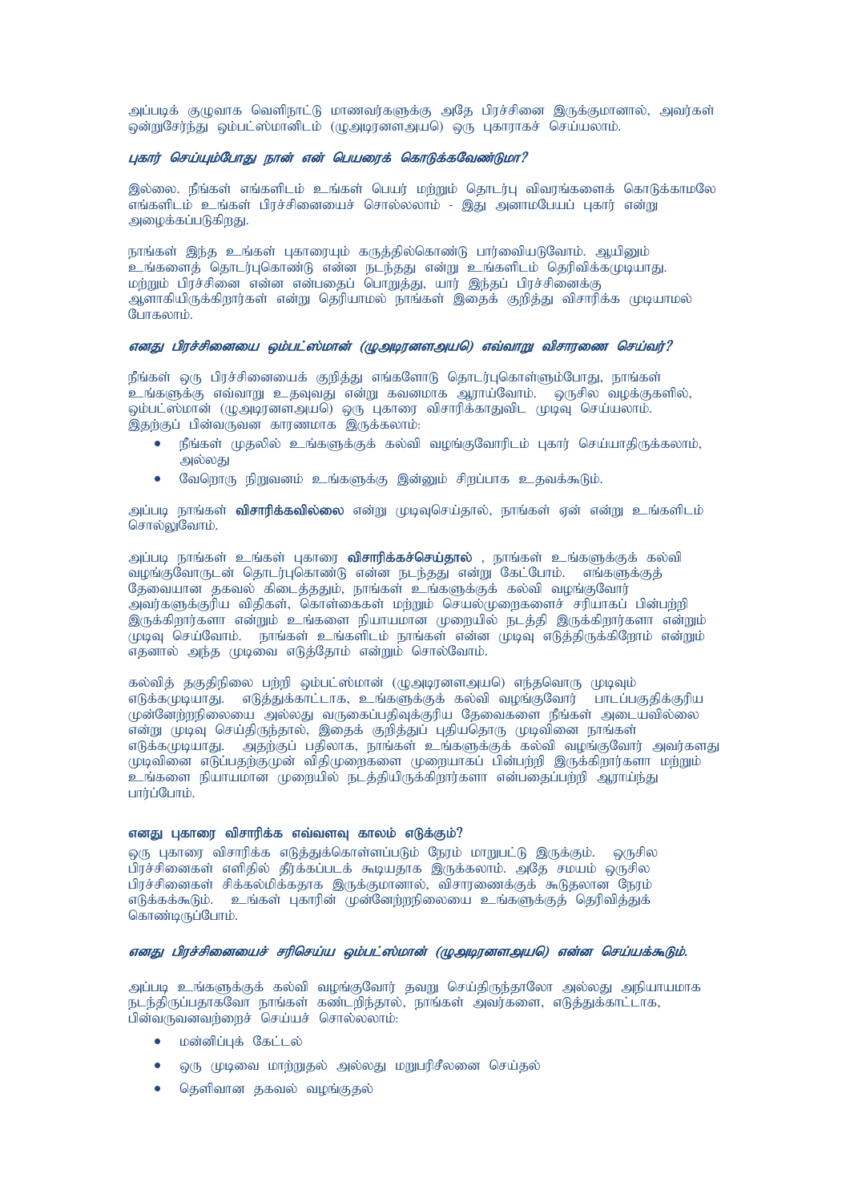அப்படிக் குழுவாக வெளிநாட்டு மாணவர்களுக்கு அதே பிரச்சினை இருக்குமானால், அவர்கள் ஒன்றுசேர்ந்து ஓம்பட்ஸ்மானிடம் (ழூஅடிரனளஅயல) ஒரு புகாராகச் செய்யலாம்.

### *புகார் செய்யும்போது நான் என் பெயரைக் கொடுக்கவேண்டுமா?*

இல்லை. நீங்கள் எங்களிடம் உங்கள் பெயர் மற்றும் தொடர்பு விவரங்களைக் கொடுக்காமலே எங்களிடம் உங்கள் பிரச்சினையைச் சொல்லலாம் - இது அனாமபேயப் புகார் என்று அழைக்கப்படுகிறது.

நாங்கள் இந்த உங்கள் புகாரையும் கருத்தில்கொண்டு பார்வையிடுவோம். ஆயினும் உங்களைத் தொடர்புகொண்டு என்ன நடந்தது என்று உங்களிடம் தெரிவிக்கமுடியாது. மற்றும் பிரச்சினை என்ன என்பதைப் பொறுத்து, யார் இந்தப் பிரச்சினைக்கு ஆளாகியிருக்கிறார்கள் என்று தெரியாமல் நாங்கள் இதைக் குறித்து விசாரிக்க முடியாமல் போகலாம்.

### *எனது பிரச்சினையை ஓம்பட்ஸ்மான் (ழூஅடிரனளஅயல) எவ்வாறு விசாரணை செய்வர்?*

நீங்கள் ஒரு பிரச்சினையைக் குறித்து எங்களோடு தொடர்புகொள்ளும்போது, நாங்கள் உங்களுக்கு எவ்வாறு உதவுவது என்று கவனமாக ஆராய்வோம். ஒருசில வழக்குகளில், ஓம்பட்ஸ்மான் (ழூஅடிரனளஅயல) ஒரு புகாரை விசாரிக்காதுவிட முடிவு செய்யலாம். இதற்குப் பின்வருவன காரணமாக இருக்கலாம்:

- நீங்கள் முதலில் உங்களுக்குக் கல்வி வழங்குவோரிடம் புகார் செய்யாதிருக்கலாம், அல்லது
- வேறொரு நிறுவனம் உங்களுக்கு இன்னும் சிறப்பாக உதவக்கூடும்.

அப்படி நாங்கள் **விசாரிக்கவில்லை** என்று முடிவுசெய்தால், நாங்கள் ஏன் என்று உங்களிடம் சொல்லுவோம்.

அப்படி நாங்கள் உங்கள் புகாரை **விசாரிக்கச்செய்தால்** , நாங்கள் உங்களுக்குக் கல்வி வழங்குவோருடன் தொடர்புகொண்டு என்ன நடந்தது என்று கேட்போம். எங்களுக்குத் தேவையான தகவல் கிடைத்ததும், நாங்கள் உங்களுக்குக் கல்வி வழங்குவோர் அவர்களுக்குரிய விதிகள், கொள்கைகள் மற்றும் செயல்முறைகளைச் சரியாகப் பின்பற்றி இருக்கிறார்களா என்றும் உங்களை நியாயமான முறையில் நடத்தி இருக்கிறார்களா என்றும் முடிவு செய்வோம். நாங்கள் உங்களிடம் நாங்கள் என்ன முடிவு எடுத்திருக்கிறோம் என்றும் எதனால் அந்த முடிவை எடுத்தோம் என்றும் சொல்வோம்.

கல்வித் தகுதிநிலை பற்றி ஓம்பட்ஸ்மான் (ழூஅடிரனளஅயல) எந்தவொரு முடிவும் எடுக்கமுடியாது. எடுத்துக்காட்டாக, உங்களுக்குக் கல்வி வழங்குவோர் பாடப்பகுதிக்குரிய முன்னேற்றநிலையை அல்லது வருகைப்பதிவுக்குரிய தேவைகளை நீங்கள் அடையவில்லை என்று முடிவு செய்திருந்தால், இதைக் குறித்துப் புதியதொரு முடிவினை நாங்கள் எடுக்கமுடியாது. அதற்குப் பதிலாக, நாங்கள் உங்களுக்குக் கல்வி வழங்குவோர் அவர்களது முடிவினை எடுப்பதற்குமுன் விதிமுறைகளை முறையாகப் பின்பற்றி இருக்கிறார்களா மற்றும் உங்களை நியாயமான முறையில் நடத்தியிருக்கிறார்களா என்பதைப்பற்றி ஆராய்ந்து பார்ப்போம்.

### எனது புகாரை விசாரிக்க எவ்வளவு காலம் எடுக்கும்?

ஒரு புகாரை விசாரிக்க எடுத்துக்கொள்ளப்படும் நேரம் மாறுபட்டு இருக்கும். ஒருசில பிரச்சினைகள் எளிதில் தீர்க்கப்படக் கூடியதாக இருக்கலாம். அதே சமயம் ஒருசில பிரச்சினைகள் சிக்கல்மிக்கதாக இருக்குமானால், விசாரணைக்குக் கூடுதலான நேரம் எடுக்கக்கூடும். உங்கள் புகாரின் முன்னேற்றநிலையை உங்களுக்குத் தெரிவித்துக் கொண்டிருப்போம்.

### *எனது பிரச்சினையைச் சரிசெய்ய ஓம்பட்ஸ்மான் (ழூஅடிரனளஅயல) என்ன செய்யக்கூடும்.*

அப்படி உங்களுக்குக் கல்வி வழங்குவோர் தவறு செய்திருந்தாலோ அல்லது அநியாயமாக நடந்திருப்பதாகவோ நாங்கள் கண்டறிந்தால், நாங்கள் அவர்களை, எடுத்துக்காட்டாக, பின்வருவனவற்றைச் செய்யச் சொல்லலாம்:

- மன்னிப்புக் கேட்டல்
- ஒரு முடிவை மாற்றுதல் அல்லது மறுபரிசீலனை செய்தல்
- தெளிவான தகவல் வழங்குதல்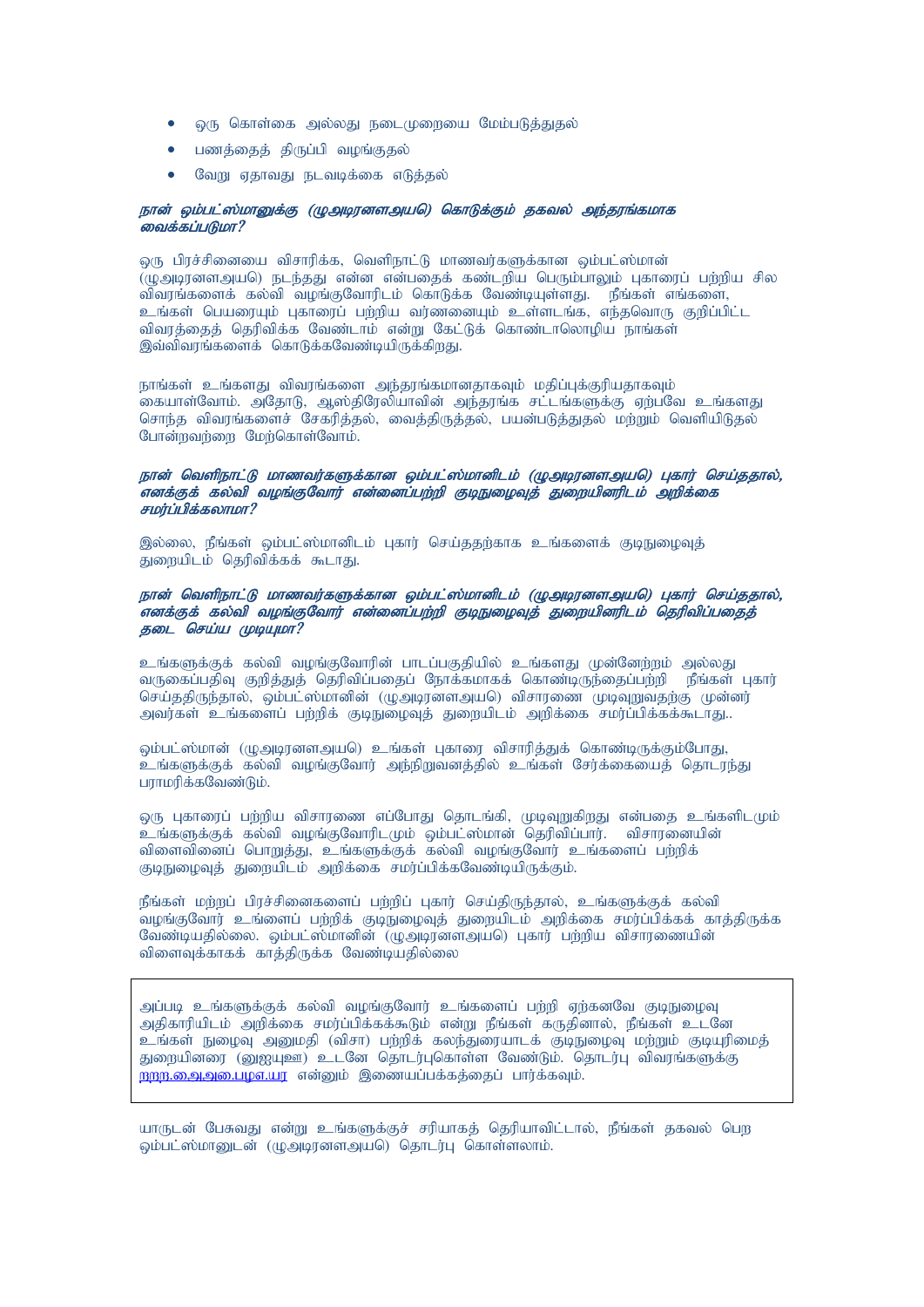- ஒரு கொள்கை அல்லது நடைமுறையை மேம்படுத்துதல்
- பணத்தைத் திருப்பி வழங்குதல்
- வேறு ஏதாவது நடவடிக்கை எடுத்தல்

***நான் ஓம்பட்ஸ்மானுக்கு (ழுஅடிரனளஅயெ) கொடுக்கும் தகவல் அந்தரங்கமாக வைக்கப்படுமா?***

ஒரு பிரச்சினையை விசாரிக்க, வெளிநாட்டு மாணவர்களுக்கான ஓம்பட்ஸ்மான் (ழுஅடிரனளஅயெ) நடந்தது என்ன என்பதைக் கண்டறிய பெரும்பாலும் புகாரைப் பற்றிய சில விவரங்களைக் கல்வி வழங்குவோரிடம் கொடுக்க வேண்டியுள்ளது. நீங்கள் எங்களை, உங்கள் பெயரையும் புகாரைப் பற்றிய வர்ணனையும் உள்ளடங்க, எந்தவொரு குறிப்பிட்ட விவரத்தைத் தெரிவிக்க வேண்டாம் என்று கேட்டுக் கொண்டாலொழிய நாங்கள் இவ்விவரங்களைக் கொடுக்கவேண்டியிருக்கிறது.

நாங்கள் உங்களது விவரங்களை அந்தரங்கமானதாகவும் மதிப்புக்குரியதாகவும் கையாள்வோம். அதோடு, ஆஸ்திரேலியாவின் அந்தரங்க சட்டங்களுக்கு ஏற்பவே உங்களது சொந்த விவரங்களைச் சேகரித்தல், வைத்திருத்தல், பயன்படுத்துதல் மற்றும் வெளியிடுதல் போன்றவற்றை மேற்கொள்வோம்.

***நான் வெளிநாட்டு மாணவர்களுக்கான ஓம்பட்ஸ்மானிடம் (ழுஅடிரனளஅயெ) புகார் செய்ததால், எனக்குக் கல்வி வழங்குவோர் என்னைப்பற்றி குடிநுழைவுத் துறையினரிடம் அறிக்கை சமர்ப்பிக்கலாமா?***

இல்லை, நீங்கள் ஓம்பட்ஸ்மானிடம் புகார் செய்ததற்காக உங்களைக் குடிநுழைவுத் துறையிடம் தெரிவிக்கக் கூடாது.

***நான் வெளிநாட்டு மாணவர்களுக்கான ஓம்பட்ஸ்மானிடம் (ழுஅடிரனளஅயெ) புகார் செய்ததால், எனக்குக் கல்வி வழங்குவோர் என்னைப்பற்றி குடிநுழைவுத் துறையினரிடம் தெரிவிப்பதைத் தடை செய்ய முடியுமா?***

உங்களுக்குக் கல்வி வழங்குவோரின் பாடப்பகுதியில் உங்களது முன்னேற்றம் அல்லது வருகைப்பதிவு குறித்துத் தெரிவிப்பதைப் நோக்கமாகக் கொண்டிருந்தைப்பற்றி நீங்கள் புகார் செய்ததிருந்தால், ஓம்பட்ஸ்மானின் (ழுஅடிரனளஅயெ) விசாரணை முடிவுறுவதற்கு முன்னர் அவர்கள் உங்களைப் பற்றிக் குடிநுழைவுத் துறையிடம் அறிக்கை சமர்ப்பிக்கக்கூடாது..

ஓம்பட்ஸ்மான் (ழுஅடிரனளஅயெ) உங்கள் புகாரை விசாரித்துக் கொண்டிருக்கும்போது, உங்களுக்குக் கல்வி வழங்குவோர் அந்நிறுவனத்தில் உங்கள் சேர்க்கையைத் தொடர்ந்து பராமரிக்கவேண்டும்.

ஒரு புகாரைப் பற்றிய விசாரணை எப்போது தொடங்கி, முடிவுறுகிறது என்பதை உங்களிடமும் உங்களுக்குக் கல்வி வழங்குவோரிடமும் ஓம்பட்ஸ்மான் தெரிவிப்பார். விசாரணையின் விளைவினைப் பொறுத்து, உங்களுக்குக் கல்வி வழங்குவோர் உங்களைப் பற்றிக் குடிநுழைவுத் துறையிடம் அறிக்கை சமர்ப்பிக்கவேண்டியிருக்கும்.

நீங்கள் மற்றப் பிரச்சினைகளைப் பற்றிப் புகார் செய்திருந்தால், உங்களுக்குக் கல்வி வழங்குவோர் உங்ளைப் பற்றிக் குடிநுழைவுத் துறையிடம் அறிக்கை சமர்ப்பிக்கக் காத்திருக்க வேண்டியதில்லை. ஓம்பட்ஸ்மானின் (ழுஅடிரனளஅயெ) புகார் பற்றிய விசாரணையின் விளைவுக்காகக் காத்திருக்க வேண்டியதில்லை

அப்படி உங்களுக்குக் கல்வி வழங்குவோர் உங்களைப் பற்றி ஏற்கனவே குடிநுழைவு அதிகாரியிடம் அறிக்கை சமர்ப்பிக்கக்கூடும் என்று நீங்கள் கருதினால், நீங்கள் உடனே உங்கள் நுழைவு அனுமதி (விசா) பற்றிக் கலந்துரையாடக் குடிநுழைவு மற்றும் குடியுரிமைத் துறையினரை (னுஐயுஊ) உடனே தொடர்புகொள்ள வேண்டும். தொடர்பு விவரங்களுக்கு றறற.னைய.பழஎ.யர என்னும் இணையப்பக்கத்தைப் பார்க்கவும்.

யாருடன் பேசுவது என்று உங்களுக்குச் சரியாகத் தெரியாவிட்டால், நீங்கள் தகவல் பெற ஓம்பட்ஸ்மானுடன் (ழுஅடிரனளஅயெ) தொடர்பு கொள்ளலாம்.